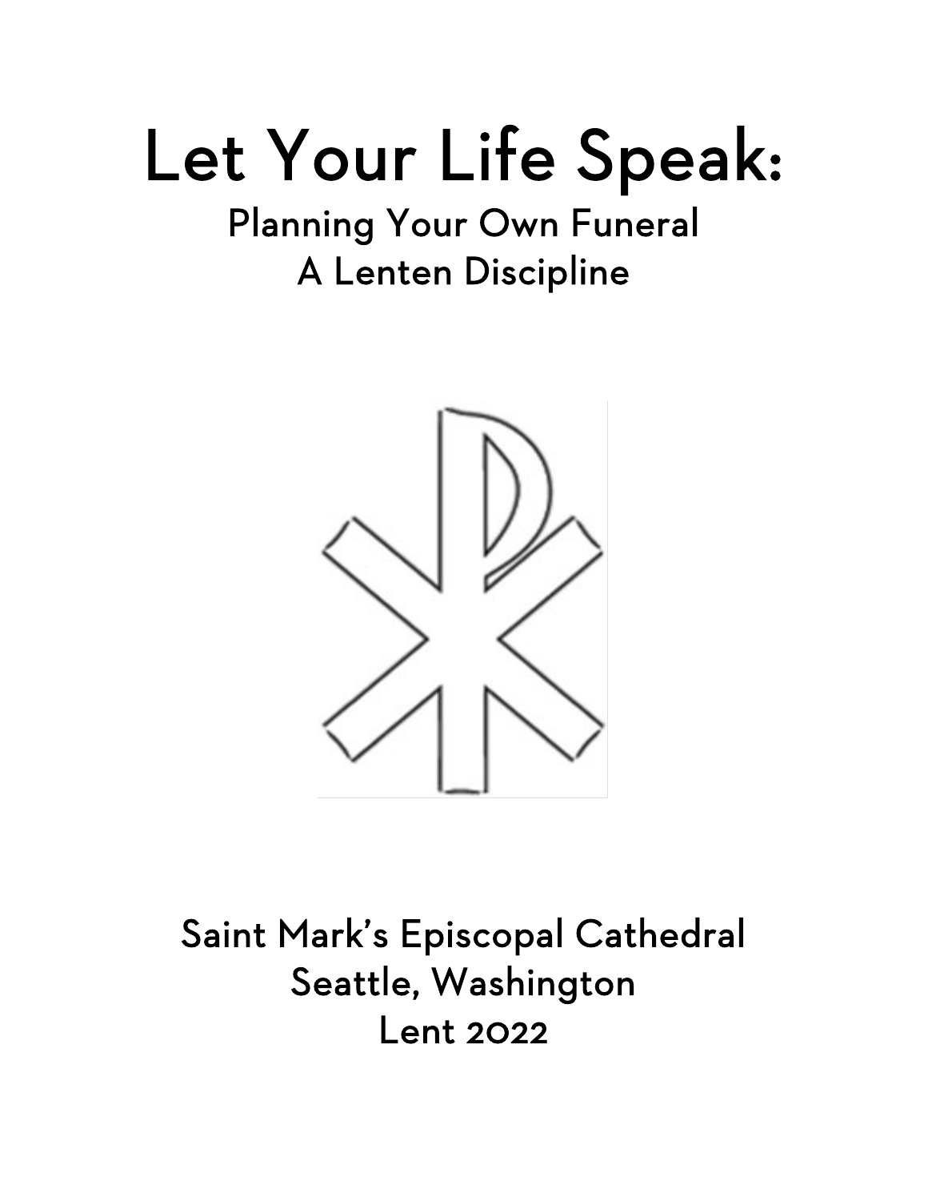# Let Your Life Speak:

## Planning Your Own Funeral
## A Lenten Discipline

Saint Mark's Episcopal Cathedral
Seattle, Washington
Lent 2022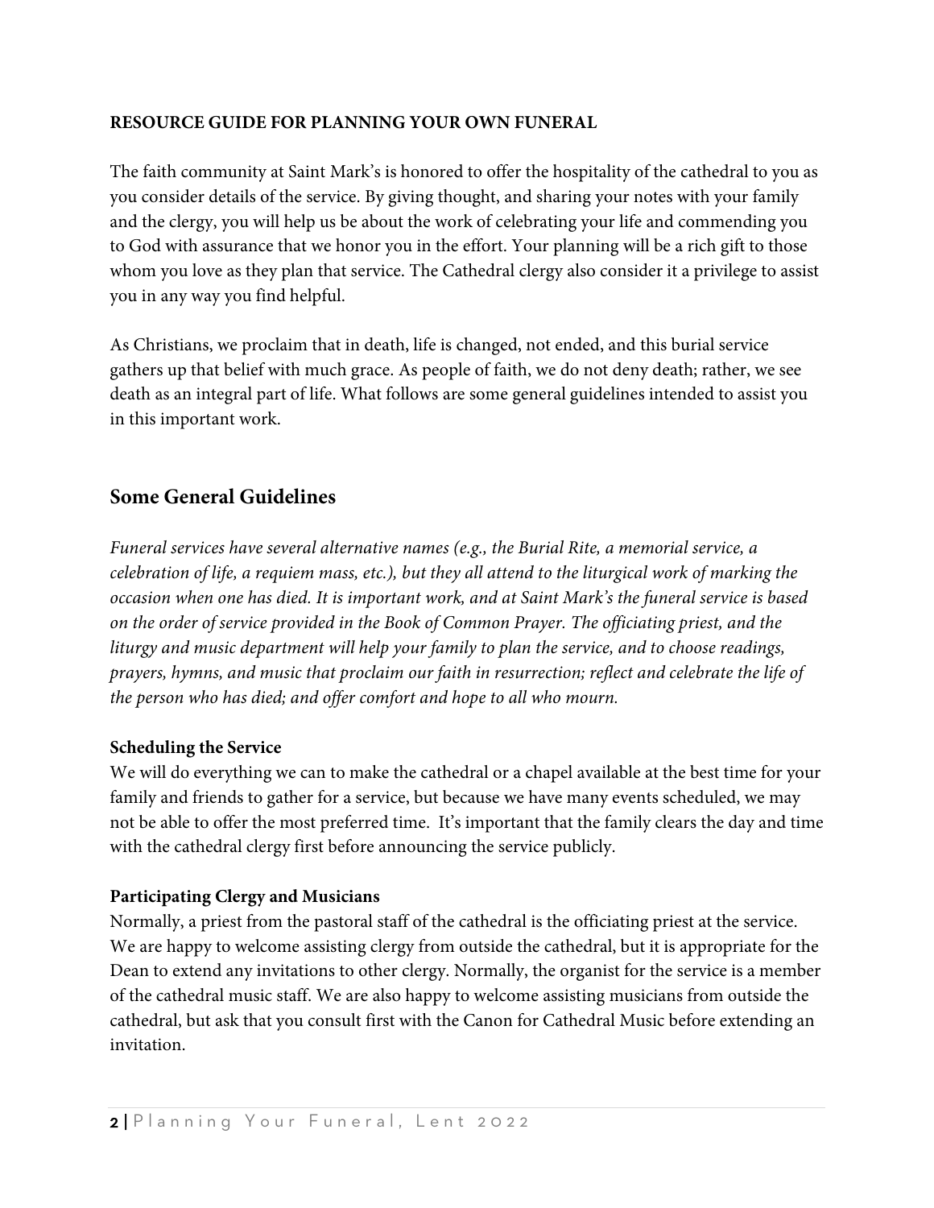**RESOURCE GUIDE FOR PLANNING YOUR OWN FUNERAL**

The faith community at Saint Mark's is honored to offer the hospitality of the cathedral to you as you consider details of the service. By giving thought, and sharing your notes with your family and the clergy, you will help us be about the work of celebrating your life and commending you to God with assurance that we honor you in the effort. Your planning will be a rich gift to those whom you love as they plan that service. The Cathedral clergy also consider it a privilege to assist you in any way you find helpful.

As Christians, we proclaim that in death, life is changed, not ended, and this burial service gathers up that belief with much grace. As people of faith, we do not deny death; rather, we see death as an integral part of life. What follows are some general guidelines intended to assist you in this important work.

## Some General Guidelines

*Funeral services have several alternative names (e.g., the Burial Rite, a memorial service, a celebration of life, a requiem mass, etc.), but they all attend to the liturgical work of marking the occasion when one has died. It is important work, and at Saint Mark's the funeral service is based on the order of service provided in the Book of Common Prayer. The officiating priest, and the liturgy and music department will help your family to plan the service, and to choose readings, prayers, hymns, and music that proclaim our faith in resurrection; reflect and celebrate the life of the person who has died; and offer comfort and hope to all who mourn.*

**Scheduling the Service**

We will do everything we can to make the cathedral or a chapel available at the best time for your family and friends to gather for a service, but because we have many events scheduled, we may not be able to offer the most preferred time. It's important that the family clears the day and time with the cathedral clergy first before announcing the service publicly.

**Participating Clergy and Musicians**

Normally, a priest from the pastoral staff of the cathedral is the officiating priest at the service. We are happy to welcome assisting clergy from outside the cathedral, but it is appropriate for the Dean to extend any invitations to other clergy. Normally, the organist for the service is a member of the cathedral music staff. We are also happy to welcome assisting musicians from outside the cathedral, but ask that you consult first with the Canon for Cathedral Music before extending an invitation.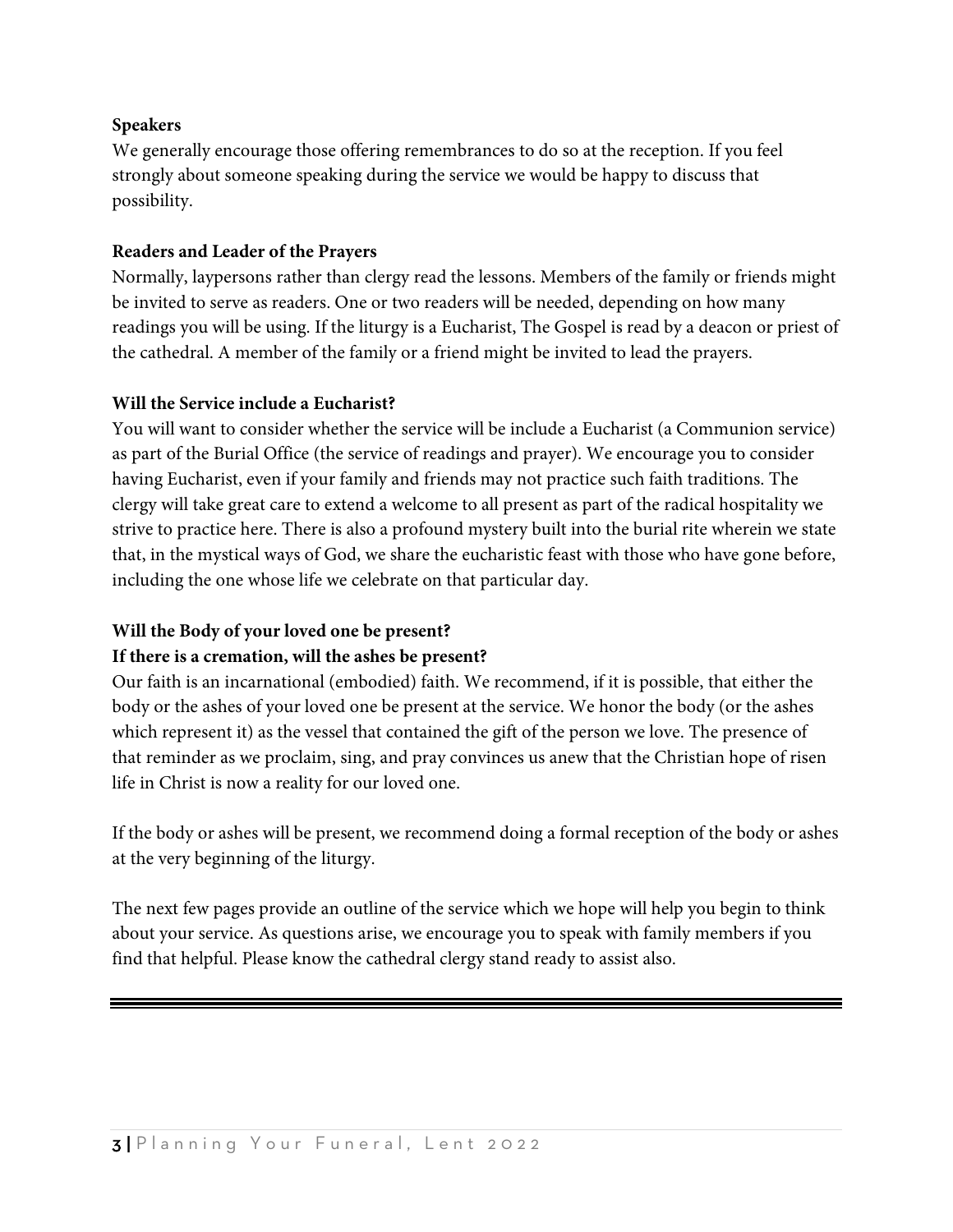**Speakers**

We generally encourage those offering remembrances to do so at the reception. If you feel strongly about someone speaking during the service we would be happy to discuss that possibility.

**Readers and Leader of the Prayers**

Normally, laypersons rather than clergy read the lessons. Members of the family or friends might be invited to serve as readers. One or two readers will be needed, depending on how many readings you will be using. If the liturgy is a Eucharist, The Gospel is read by a deacon or priest of the cathedral. A member of the family or a friend might be invited to lead the prayers.

**Will the Service include a Eucharist?**

You will want to consider whether the service will be include a Eucharist (a Communion service) as part of the Burial Office (the service of readings and prayer). We encourage you to consider having Eucharist, even if your family and friends may not practice such faith traditions. The clergy will take great care to extend a welcome to all present as part of the radical hospitality we strive to practice here. There is also a profound mystery built into the burial rite wherein we state that, in the mystical ways of God, we share the eucharistic feast with those who have gone before, including the one whose life we celebrate on that particular day.

**Will the Body of your loved one be present?**
**If there is a cremation, will the ashes be present?**

Our faith is an incarnational (embodied) faith. We recommend, if it is possible, that either the body or the ashes of your loved one be present at the service. We honor the body (or the ashes which represent it) as the vessel that contained the gift of the person we love. The presence of that reminder as we proclaim, sing, and pray convinces us anew that the Christian hope of risen life in Christ is now a reality for our loved one.

If the body or ashes will be present, we recommend doing a formal reception of the body or ashes at the very beginning of the liturgy.

The next few pages provide an outline of the service which we hope will help you begin to think about your service. As questions arise, we encourage you to speak with family members if you find that helpful. Please know the cathedral clergy stand ready to assist also.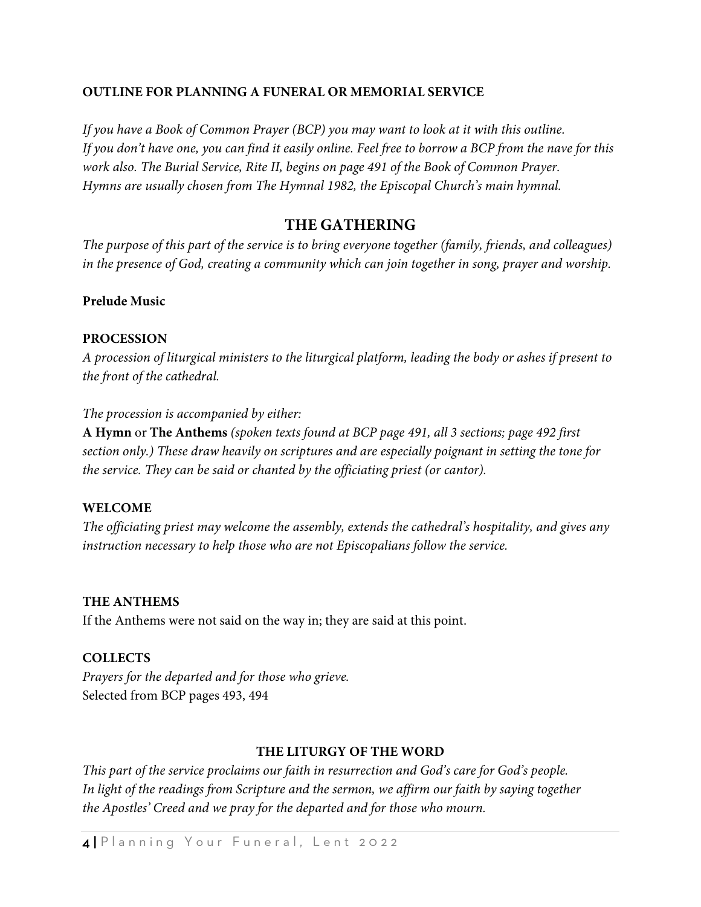**OUTLINE FOR PLANNING A FUNERAL OR MEMORIAL SERVICE**

*If you have a Book of Common Prayer (BCP) you may want to look at it with this outline. If you don't have one, you can find it easily online. Feel free to borrow a BCP from the nave for this work also. The Burial Service, Rite II, begins on page 491 of the Book of Common Prayer. Hymns are usually chosen from The Hymnal 1982, the Episcopal Church's main hymnal.*

## THE GATHERING

*The purpose of this part of the service is to bring everyone together (family, friends, and colleagues) in the presence of God, creating a community which can join together in song, prayer and worship.*

**Prelude Music**

**PROCESSION**

*A procession of liturgical ministers to the liturgical platform, leading the body or ashes if present to the front of the cathedral.*

*The procession is accompanied by either:*

**A Hymn** or **The Anthems** *(spoken texts found at BCP page 491, all 3 sections; page 492 first section only.) These draw heavily on scriptures and are especially poignant in setting the tone for the service. They can be said or chanted by the officiating priest (or cantor).*

**WELCOME**

*The officiating priest may welcome the assembly, extends the cathedral's hospitality, and gives any instruction necessary to help those who are not Episcopalians follow the service.*

**THE ANTHEMS**

If the Anthems were not said on the way in; they are said at this point.

**COLLECTS**

*Prayers for the departed and for those who grieve.*
Selected from BCP pages 493, 494

### THE LITURGY OF THE WORD

*This part of the service proclaims our faith in resurrection and God's care for God's people. In light of the readings from Scripture and the sermon, we affirm our faith by saying together the Apostles' Creed and we pray for the departed and for those who mourn.*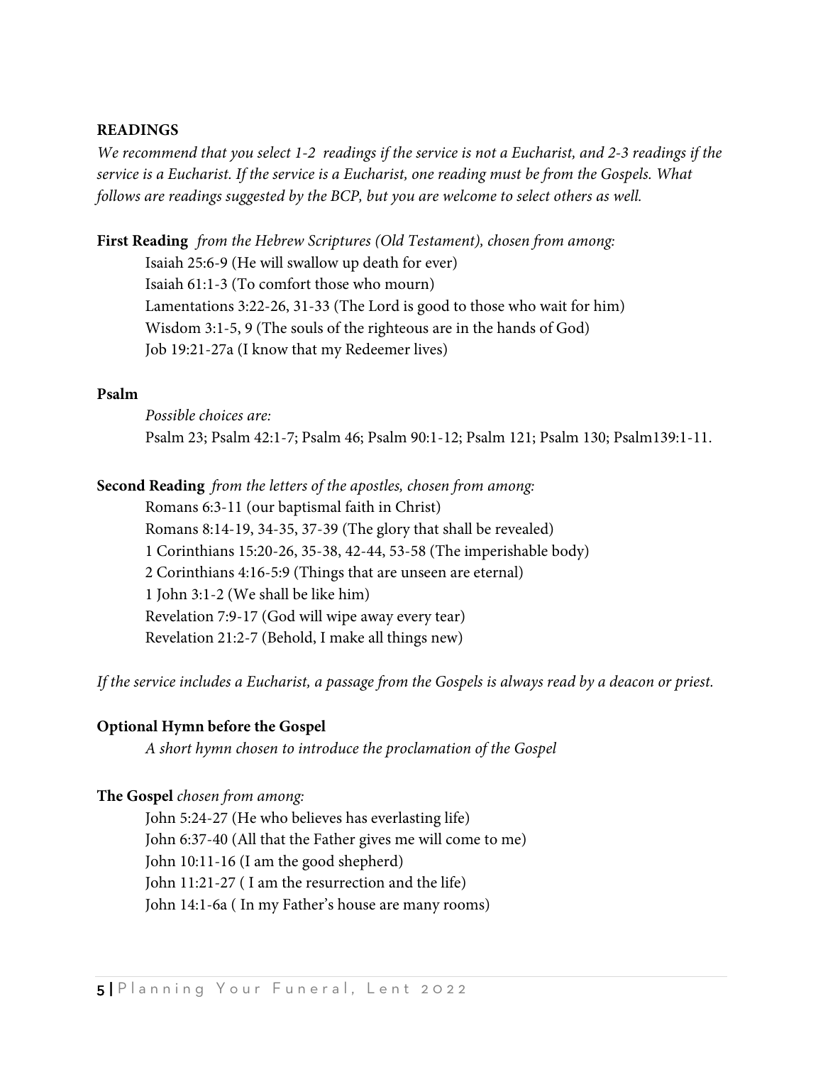**READINGS**

*We recommend that you select 1-2 readings if the service is not a Eucharist, and 2-3 readings if the service is a Eucharist. If the service is a Eucharist, one reading must be from the Gospels. What follows are readings suggested by the BCP, but you are welcome to select others as well.*

**First Reading** *from the Hebrew Scriptures (Old Testament), chosen from among:*

Isaiah 25:6-9 (He will swallow up death for ever)
Isaiah 61:1-3 (To comfort those who mourn)
Lamentations 3:22-26, 31-33 (The Lord is good to those who wait for him)
Wisdom 3:1-5, 9 (The souls of the righteous are in the hands of God)
Job 19:21-27a (I know that my Redeemer lives)

**Psalm**

*Possible choices are:*
Psalm 23; Psalm 42:1-7; Psalm 46; Psalm 90:1-12; Psalm 121; Psalm 130; Psalm139:1-11.

**Second Reading** *from the letters of the apostles, chosen from among:*

Romans 6:3-11 (our baptismal faith in Christ)
Romans 8:14-19, 34-35, 37-39 (The glory that shall be revealed)
1 Corinthians 15:20-26, 35-38, 42-44, 53-58 (The imperishable body)
2 Corinthians 4:16-5:9 (Things that are unseen are eternal)
1 John 3:1-2 (We shall be like him)
Revelation 7:9-17 (God will wipe away every tear)
Revelation 21:2-7 (Behold, I make all things new)

*If the service includes a Eucharist, a passage from the Gospels is always read by a deacon or priest.*

**Optional Hymn before the Gospel**

*A short hymn chosen to introduce the proclamation of the Gospel*

**The Gospel** *chosen from among:*

John 5:24-27 (He who believes has everlasting life)
John 6:37-40 (All that the Father gives me will come to me)
John 10:11-16 (I am the good shepherd)
John 11:21-27 ( I am the resurrection and the life)
John 14:1-6a ( In my Father's house are many rooms)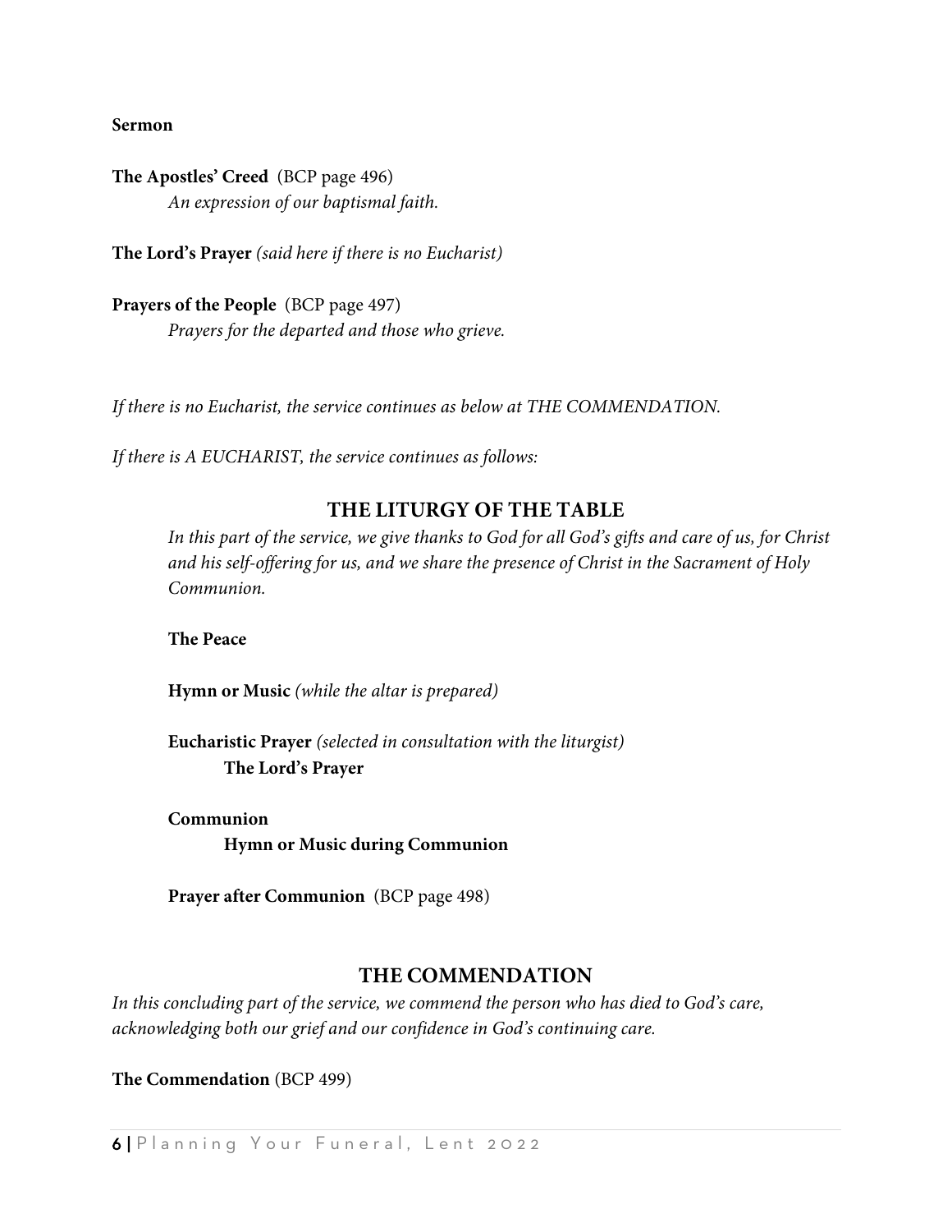**Sermon**

**The Apostles' Creed** (BCP page 496)
*An expression of our baptismal faith.*

**The Lord's Prayer** *(said here if there is no Eucharist)*

**Prayers of the People** (BCP page 497)
*Prayers for the departed and those who grieve.*

*If there is no Eucharist, the service continues as below at THE COMMENDATION.*

*If there is A EUCHARIST, the service continues as follows:*

## THE LITURGY OF THE TABLE

*In this part of the service, we give thanks to God for all God's gifts and care of us, for Christ and his self-offering for us, and we share the presence of Christ in the Sacrament of Holy Communion.*

**The Peace**

**Hymn or Music** *(while the altar is prepared)*

**Eucharistic Prayer** *(selected in consultation with the liturgist)*
**The Lord's Prayer**

**Communion**
**Hymn or Music during Communion**

**Prayer after Communion** (BCP page 498)

## THE COMMENDATION

*In this concluding part of the service, we commend the person who has died to God's care, acknowledging both our grief and our confidence in God's continuing care.*

**The Commendation** (BCP 499)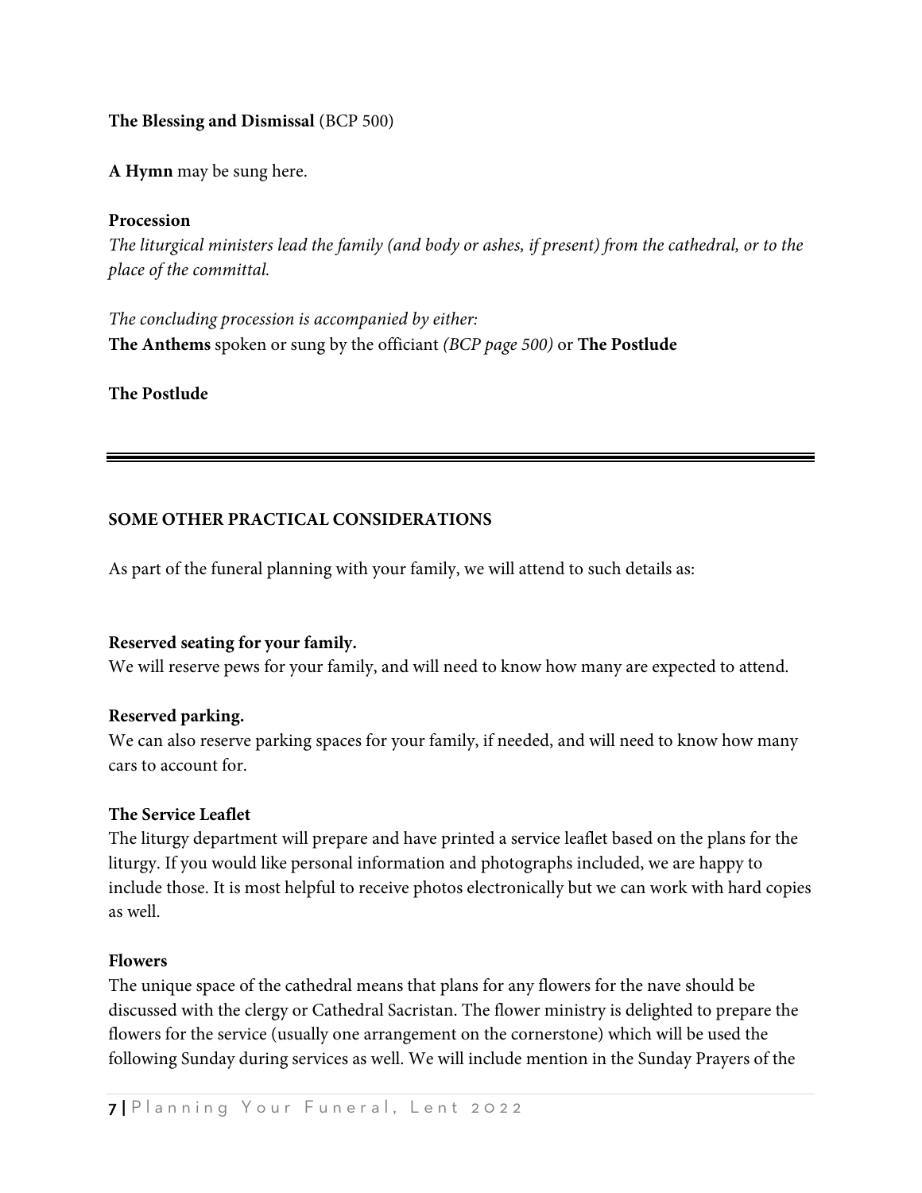**The Blessing and Dismissal** (BCP 500)

**A Hymn** may be sung here.

**Procession**

*The liturgical ministers lead the family (and body or ashes, if present) from the cathedral, or to the place of the committal.*

*The concluding procession is accompanied by either:*
**The Anthems** spoken or sung by the officiant *(BCP page 500)* or **The Postlude**

**The Postlude**

---

**SOME OTHER PRACTICAL CONSIDERATIONS**

As part of the funeral planning with your family, we will attend to such details as:

**Reserved seating for your family.**
We will reserve pews for your family, and will need to know how many are expected to attend.

**Reserved parking.**
We can also reserve parking spaces for your family, if needed, and will need to know how many cars to account for.

**The Service Leaflet**
The liturgy department will prepare and have printed a service leaflet based on the plans for the liturgy. If you would like personal information and photographs included, we are happy to include those. It is most helpful to receive photos electronically but we can work with hard copies as well.

**Flowers**
The unique space of the cathedral means that plans for any flowers for the nave should be discussed with the clergy or Cathedral Sacristan. The flower ministry is delighted to prepare the flowers for the service (usually one arrangement on the cornerstone) which will be used the following Sunday during services as well. We will include mention in the Sunday Prayers of the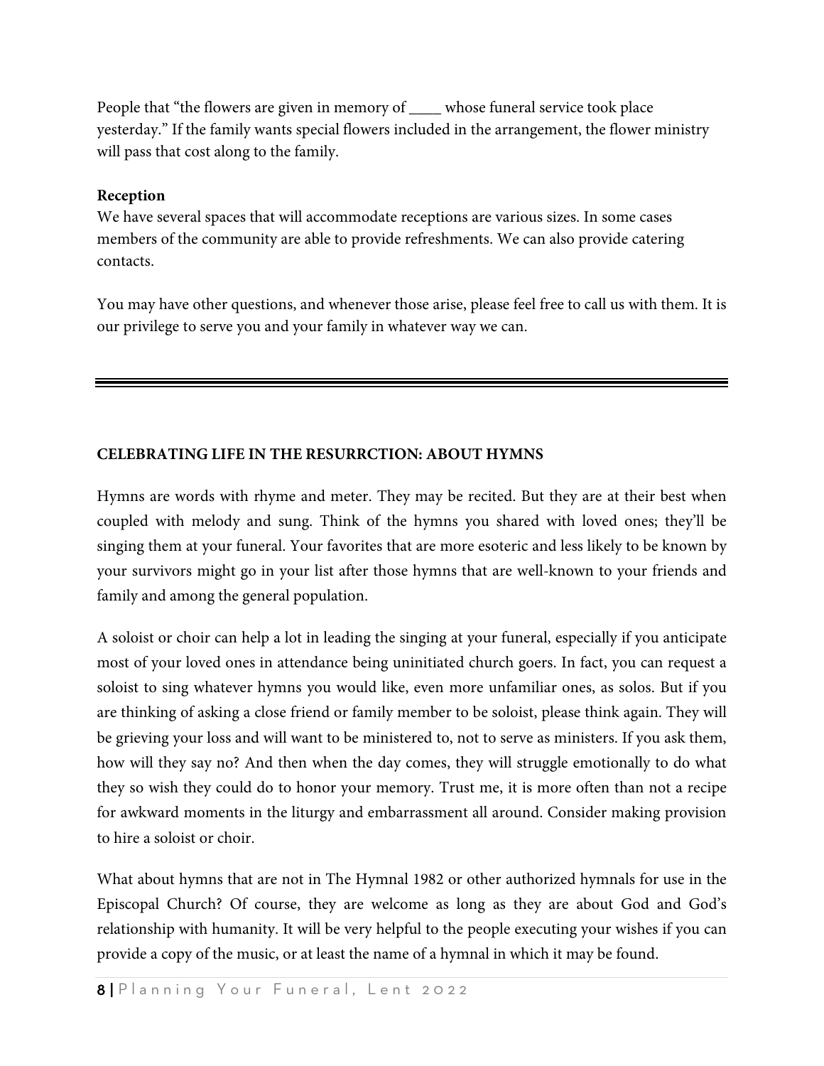People that "the flowers are given in memory of ____ whose funeral service took place yesterday." If the family wants special flowers included in the arrangement, the flower ministry will pass that cost along to the family.

**Reception**

We have several spaces that will accommodate receptions are various sizes. In some cases members of the community are able to provide refreshments. We can also provide catering contacts.

You may have other questions, and whenever those arise, please feel free to call us with them. It is our privilege to serve you and your family in whatever way we can.

---

## CELEBRATING LIFE IN THE RESURRCTION: ABOUT HYMNS

Hymns are words with rhyme and meter. They may be recited. But they are at their best when coupled with melody and sung. Think of the hymns you shared with loved ones; they'll be singing them at your funeral. Your favorites that are more esoteric and less likely to be known by your survivors might go in your list after those hymns that are well-known to your friends and family and among the general population.

A soloist or choir can help a lot in leading the singing at your funeral, especially if you anticipate most of your loved ones in attendance being uninitiated church goers. In fact, you can request a soloist to sing whatever hymns you would like, even more unfamiliar ones, as solos. But if you are thinking of asking a close friend or family member to be soloist, please think again. They will be grieving your loss and will want to be ministered to, not to serve as ministers. If you ask them, how will they say no? And then when the day comes, they will struggle emotionally to do what they so wish they could do to honor your memory. Trust me, it is more often than not a recipe for awkward moments in the liturgy and embarrassment all around. Consider making provision to hire a soloist or choir.

What about hymns that are not in The Hymnal 1982 or other authorized hymnals for use in the Episcopal Church? Of course, they are welcome as long as they are about God and God's relationship with humanity. It will be very helpful to the people executing your wishes if you can provide a copy of the music, or at least the name of a hymnal in which it may be found.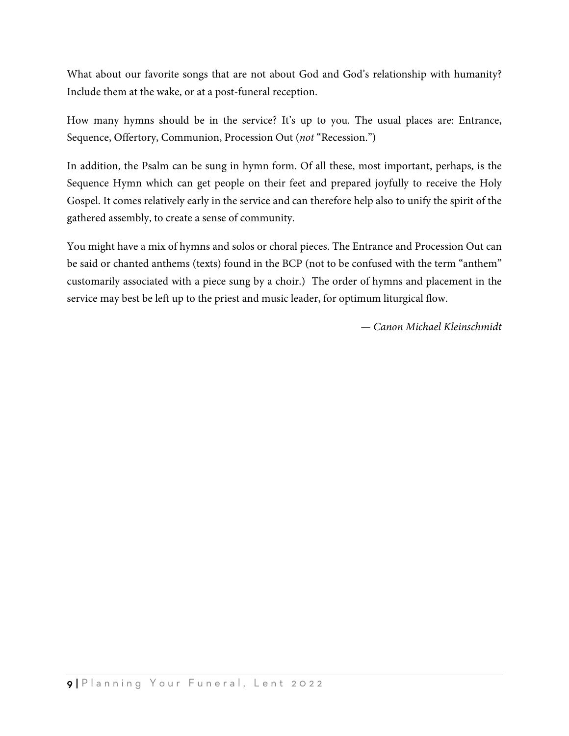What about our favorite songs that are not about God and God's relationship with humanity? Include them at the wake, or at a post-funeral reception.

How many hymns should be in the service? It's up to you. The usual places are: Entrance, Sequence, Offertory, Communion, Procession Out (*not* "Recession.")

In addition, the Psalm can be sung in hymn form. Of all these, most important, perhaps, is the Sequence Hymn which can get people on their feet and prepared joyfully to receive the Holy Gospel. It comes relatively early in the service and can therefore help also to unify the spirit of the gathered assembly, to create a sense of community.

You might have a mix of hymns and solos or choral pieces. The Entrance and Procession Out can be said or chanted anthems (texts) found in the BCP (not to be confused with the term "anthem" customarily associated with a piece sung by a choir.) The order of hymns and placement in the service may best be left up to the priest and music leader, for optimum liturgical flow.

*— Canon Michael Kleinschmidt*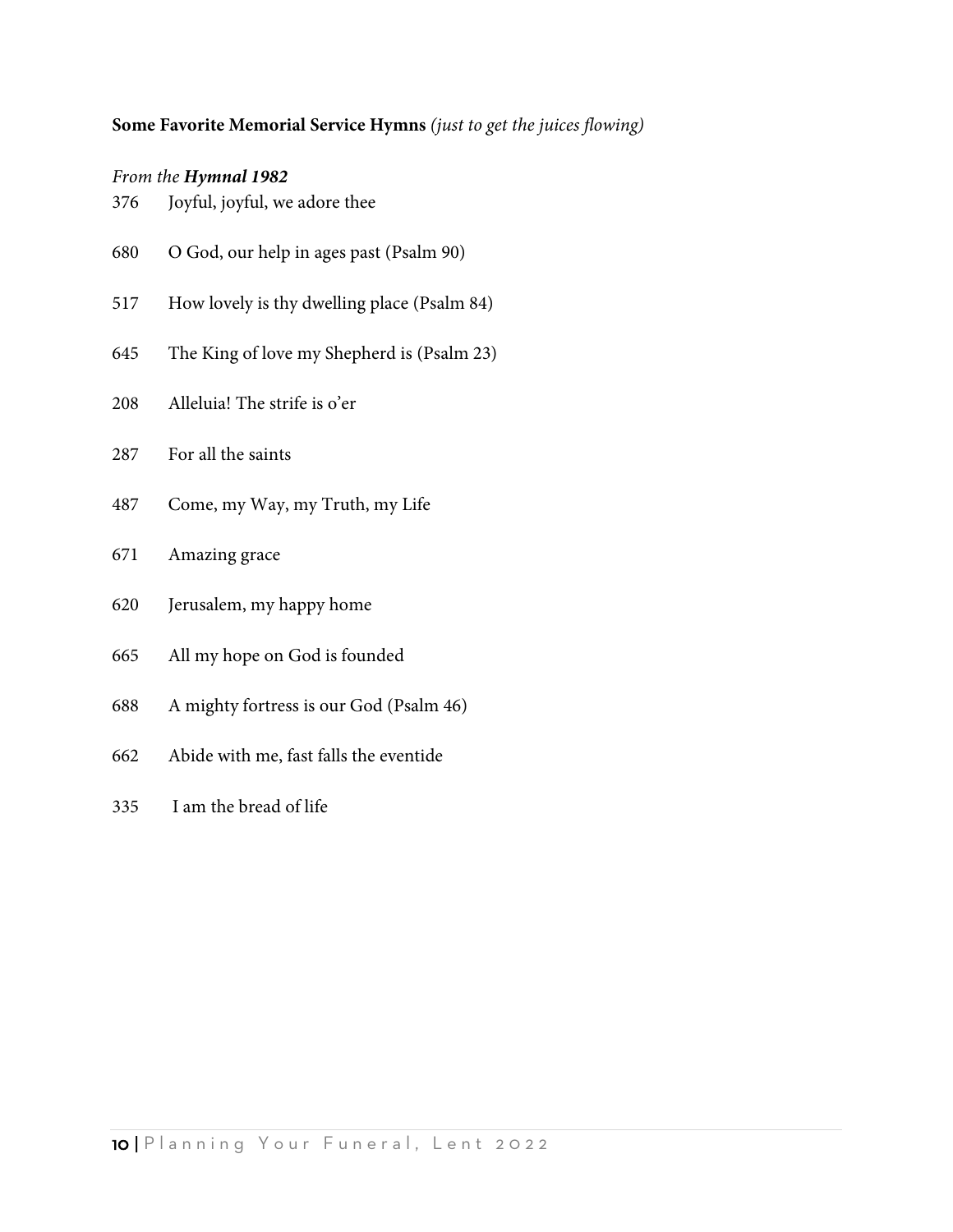**Some Favorite Memorial Service Hymns** *(just to get the juices flowing)*

*From the **Hymnal 1982***

376 Joyful, joyful, we adore thee

680 O God, our help in ages past (Psalm 90)

517 How lovely is thy dwelling place (Psalm 84)

645 The King of love my Shepherd is (Psalm 23)

208 Alleluia! The strife is o'er

287 For all the saints

487 Come, my Way, my Truth, my Life

671 Amazing grace

620 Jerusalem, my happy home

665 All my hope on God is founded

688 A mighty fortress is our God (Psalm 46)

662 Abide with me, fast falls the eventide

335 I am the bread of life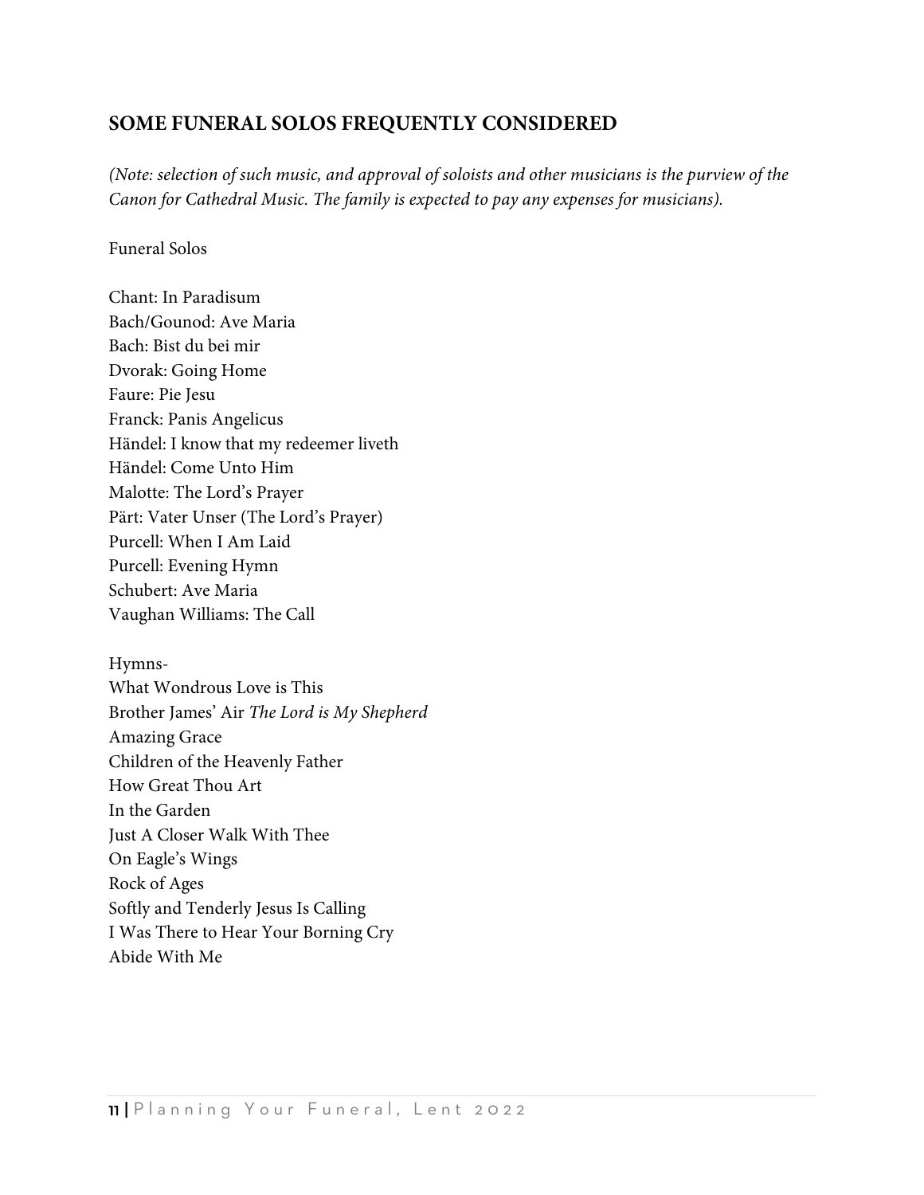## SOME FUNERAL SOLOS FREQUENTLY CONSIDERED

*(Note: selection of such music, and approval of soloists and other musicians is the purview of the Canon for Cathedral Music. The family is expected to pay any expenses for musicians).*

Funeral Solos

Chant: In Paradisum
Bach/Gounod: Ave Maria
Bach: Bist du bei mir
Dvorak: Going Home
Faure: Pie Jesu
Franck: Panis Angelicus
Händel: I know that my redeemer liveth
Händel: Come Unto Him
Malotte: The Lord's Prayer
Pärt: Vater Unser (The Lord's Prayer)
Purcell: When I Am Laid
Purcell: Evening Hymn
Schubert: Ave Maria
Vaughan Williams: The Call

Hymns-
What Wondrous Love is This
Brother James' Air *The Lord is My Shepherd*
Amazing Grace
Children of the Heavenly Father
How Great Thou Art
In the Garden
Just A Closer Walk With Thee
On Eagle's Wings
Rock of Ages
Softly and Tenderly Jesus Is Calling
I Was There to Hear Your Borning Cry
Abide With Me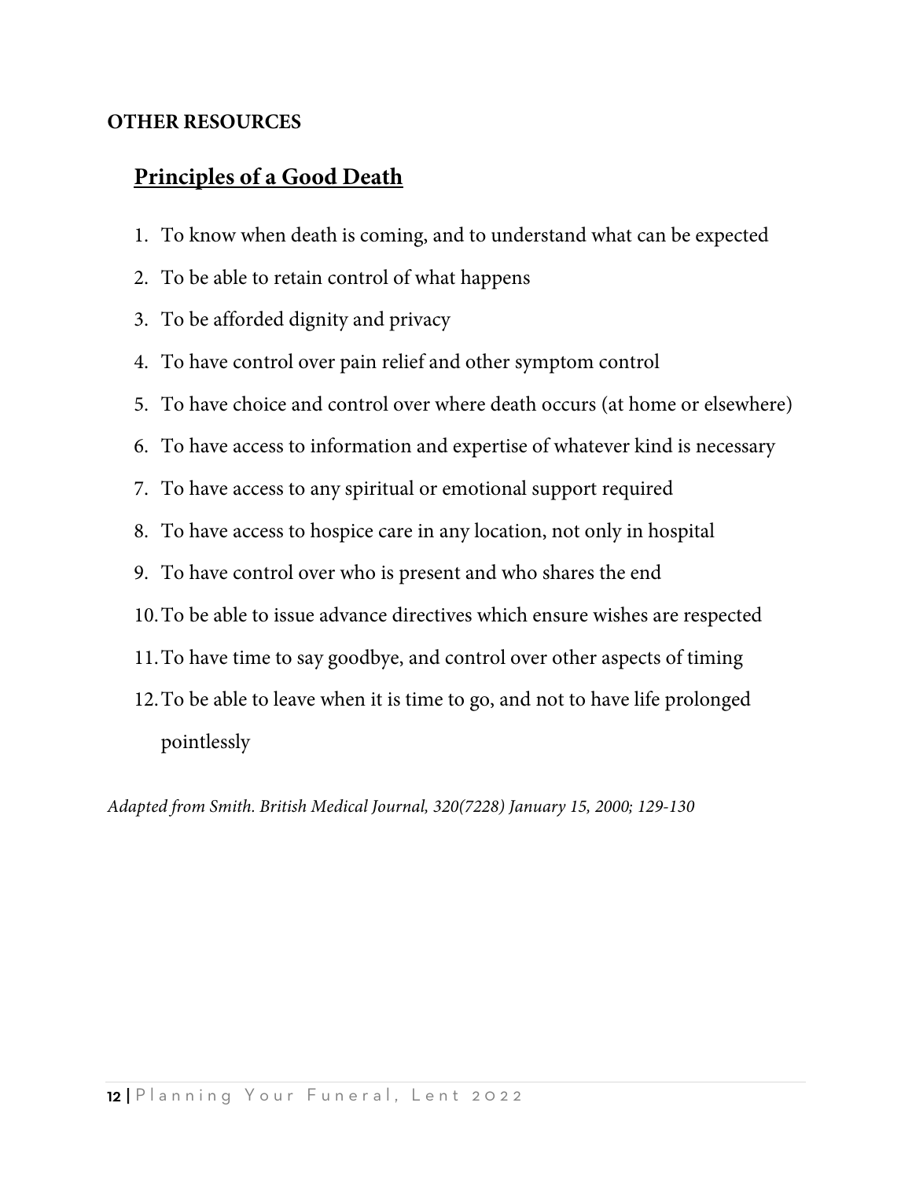**OTHER RESOURCES**

## Principles of a Good Death

1. To know when death is coming, and to understand what can be expected
2. To be able to retain control of what happens
3. To be afforded dignity and privacy
4. To have control over pain relief and other symptom control
5. To have choice and control over where death occurs (at home or elsewhere)
6. To have access to information and expertise of whatever kind is necessary
7. To have access to any spiritual or emotional support required
8. To have access to hospice care in any location, not only in hospital
9. To have control over who is present and who shares the end
10. To be able to issue advance directives which ensure wishes are respected
11. To have time to say goodbye, and control over other aspects of timing
12. To be able to leave when it is time to go, and not to have life prolonged pointlessly

*Adapted from Smith. British Medical Journal, 320(7228) January 15, 2000; 129-130*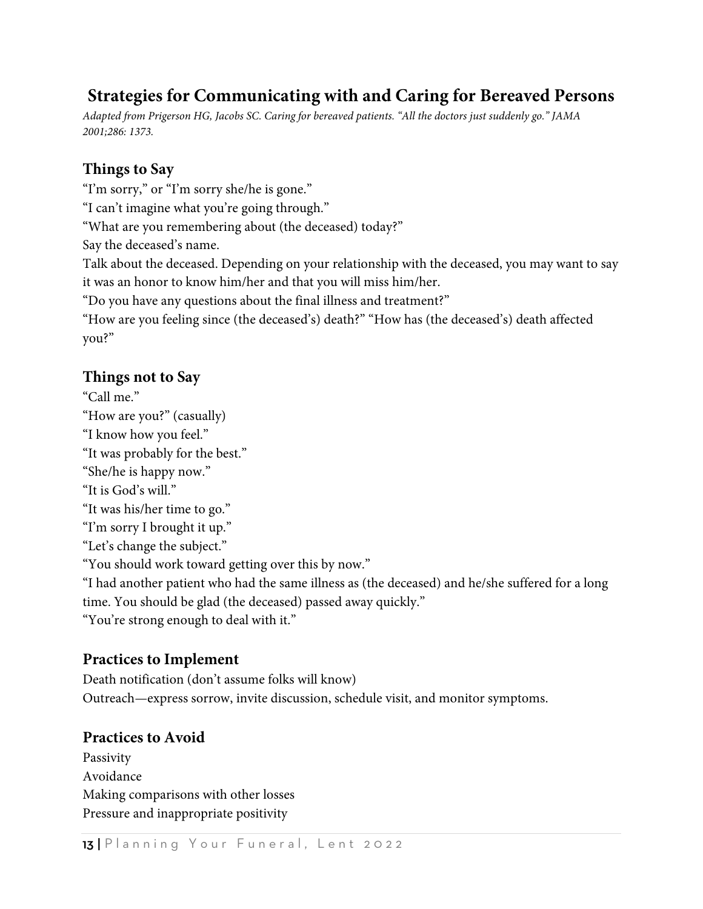# Strategies for Communicating with and Caring for Bereaved Persons

*Adapted from Prigerson HG, Jacobs SC. Caring for bereaved patients. "All the doctors just suddenly go." JAMA 2001;286: 1373.*

## Things to Say

"I'm sorry," or "I'm sorry she/he is gone."

"I can't imagine what you're going through."

"What are you remembering about (the deceased) today?"

Say the deceased's name.

Talk about the deceased. Depending on your relationship with the deceased, you may want to say it was an honor to know him/her and that you will miss him/her.

"Do you have any questions about the final illness and treatment?"

"How are you feeling since (the deceased's) death?" "How has (the deceased's) death affected you?"

## Things not to Say

"Call me."

"How are you?" (casually)

"I know how you feel."

"It was probably for the best."

"She/he is happy now."

"It is God's will."

"It was his/her time to go."

"I'm sorry I brought it up."

"Let's change the subject."

"You should work toward getting over this by now."

"I had another patient who had the same illness as (the deceased) and he/she suffered for a long time. You should be glad (the deceased) passed away quickly."

"You're strong enough to deal with it."

## Practices to Implement

Death notification (don't assume folks will know)

Outreach—express sorrow, invite discussion, schedule visit, and monitor symptoms.

## Practices to Avoid

Passivity

Avoidance

Making comparisons with other losses

Pressure and inappropriate positivity